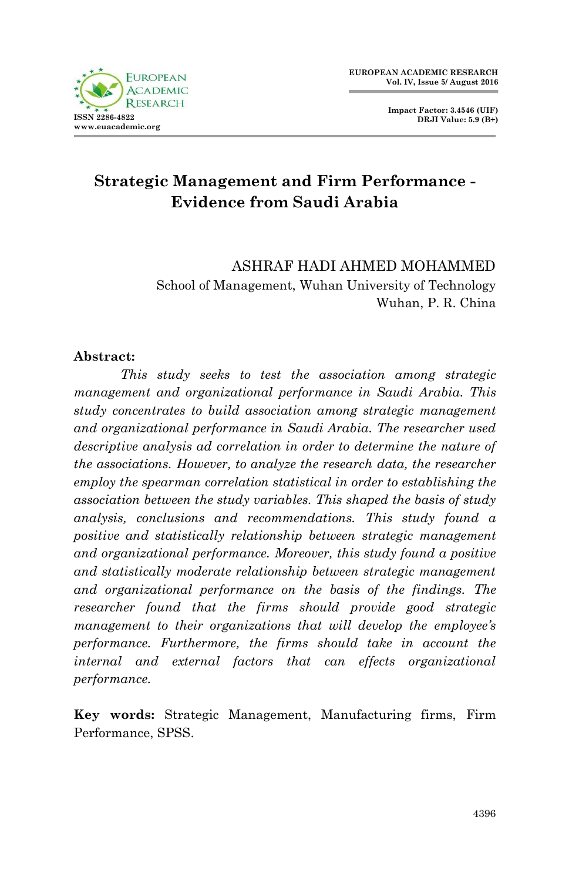# Strategic Management and Firm Performance - Evidence from Saudi Arabia

ASHRAF HADI AHMED MOHAMMED
School of Management, Wuhan University of Technology
Wuhan, P. R. China

**Abstract:**

*This study seeks to test the association among strategic management and organizational performance in Saudi Arabia. This study concentrates to build association among strategic management and organizational performance in Saudi Arabia. The researcher used descriptive analysis ad correlation in order to determine the nature of the associations. However, to analyze the research data, the researcher employ the spearman correlation statistical in order to establishing the association between the study variables. This shaped the basis of study analysis, conclusions and recommendations. This study found a positive and statistically relationship between strategic management and organizational performance. Moreover, this study found a positive and statistically moderate relationship between strategic management and organizational performance on the basis of the findings. The researcher found that the firms should provide good strategic management to their organizations that will develop the employee's performance. Furthermore, the firms should take in account the internal and external factors that can effects organizational performance.*

**Key words:** Strategic Management, Manufacturing firms, Firm Performance, SPSS.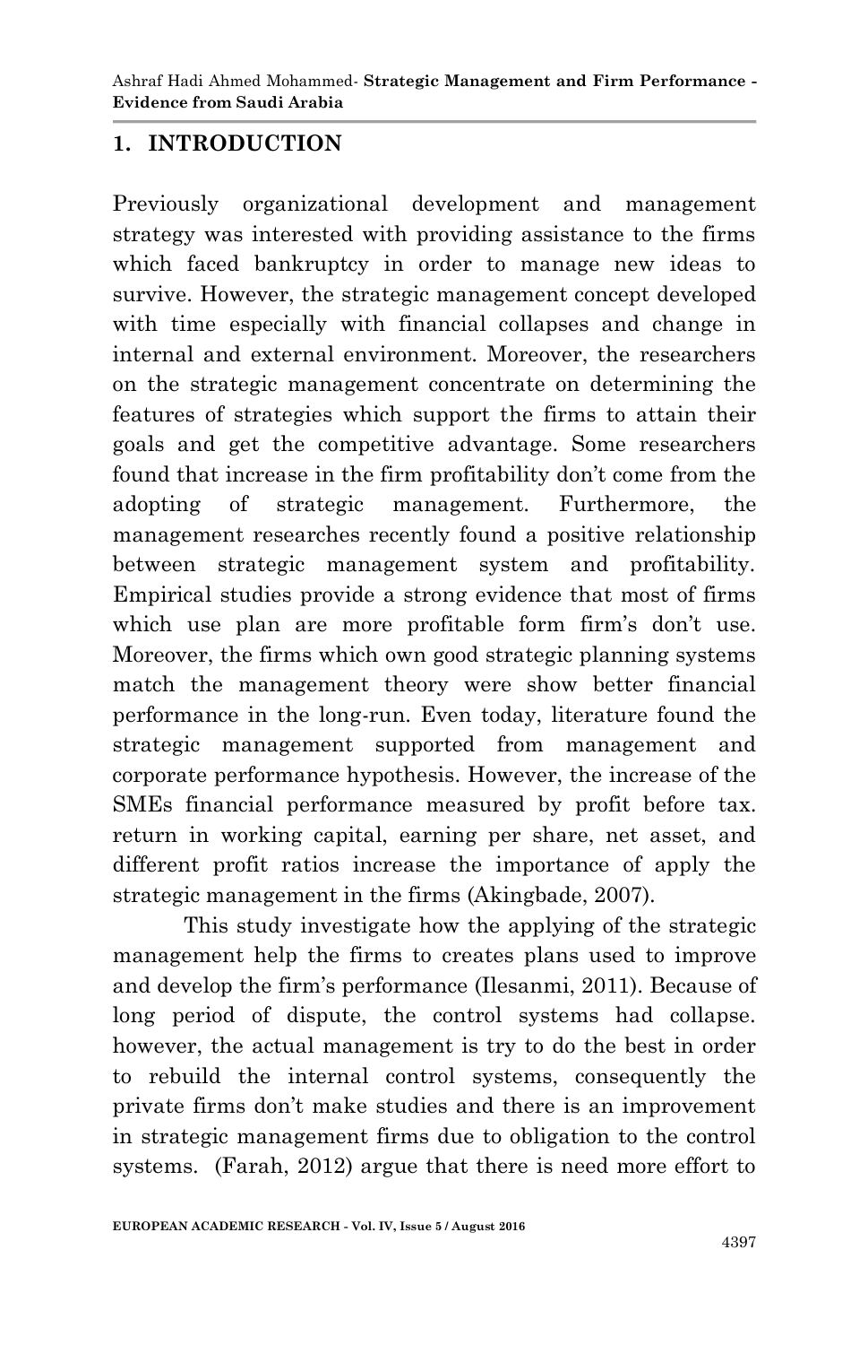## 1. INTRODUCTION

Previously organizational development and management strategy was interested with providing assistance to the firms which faced bankruptcy in order to manage new ideas to survive. However, the strategic management concept developed with time especially with financial collapses and change in internal and external environment. Moreover, the researchers on the strategic management concentrate on determining the features of strategies which support the firms to attain their goals and get the competitive advantage. Some researchers found that increase in the firm profitability don't come from the adopting of strategic management. Furthermore, the management researches recently found a positive relationship between strategic management system and profitability. Empirical studies provide a strong evidence that most of firms which use plan are more profitable form firm's don't use. Moreover, the firms which own good strategic planning systems match the management theory were show better financial performance in the long-run. Even today, literature found the strategic management supported from management and corporate performance hypothesis. However, the increase of the SMEs financial performance measured by profit before tax. return in working capital, earning per share, net asset, and different profit ratios increase the importance of apply the strategic management in the firms (Akingbade, 2007).

This study investigate how the applying of the strategic management help the firms to creates plans used to improve and develop the firm's performance (Ilesanmi, 2011). Because of long period of dispute, the control systems had collapse. however, the actual management is try to do the best in order to rebuild the internal control systems, consequently the private firms don't make studies and there is an improvement in strategic management firms due to obligation to the control systems. (Farah, 2012) argue that there is need more effort to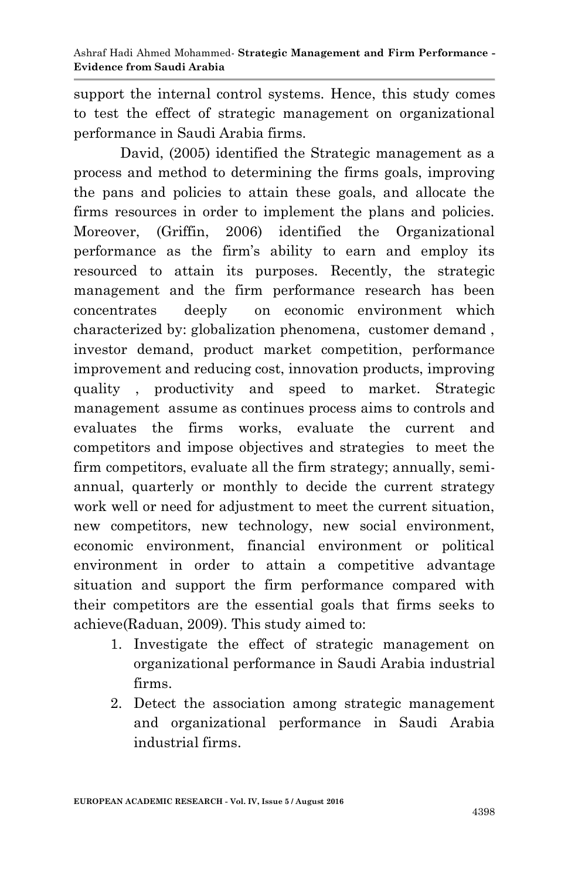support the internal control systems. Hence, this study comes to test the effect of strategic management on organizational performance in Saudi Arabia firms.

David, (2005) identified the Strategic management as a process and method to determining the firms goals, improving the pans and policies to attain these goals, and allocate the firms resources in order to implement the plans and policies. Moreover, (Griffin, 2006) identified the Organizational performance as the firm's ability to earn and employ its resourced to attain its purposes. Recently, the strategic management and the firm performance research has been concentrates deeply on economic environment which characterized by: globalization phenomena, customer demand , investor demand, product market competition, performance improvement and reducing cost, innovation products, improving quality , productivity and speed to market. Strategic management assume as continues process aims to controls and evaluates the firms works, evaluate the current and competitors and impose objectives and strategies to meet the firm competitors, evaluate all the firm strategy; annually, semi-annual, quarterly or monthly to decide the current strategy work well or need for adjustment to meet the current situation, new competitors, new technology, new social environment, economic environment, financial environment or political environment in order to attain a competitive advantage situation and support the firm performance compared with their competitors are the essential goals that firms seeks to achieve(Raduan, 2009). This study aimed to:

1. Investigate the effect of strategic management on organizational performance in Saudi Arabia industrial firms.
2. Detect the association among strategic management and organizational performance in Saudi Arabia industrial firms.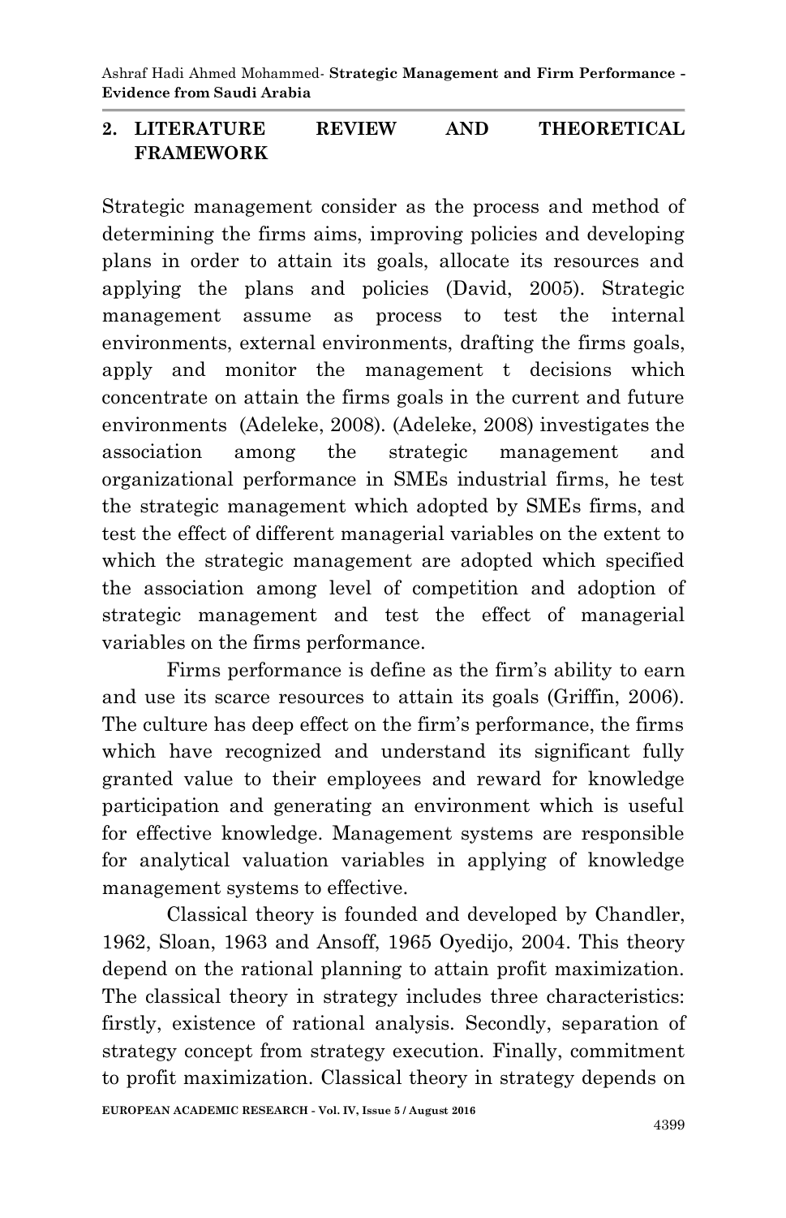## 2. LITERATURE REVIEW AND THEORETICAL FRAMEWORK

Strategic management consider as the process and method of determining the firms aims, improving policies and developing plans in order to attain its goals, allocate its resources and applying the plans and policies (David, 2005). Strategic management assume as process to test the internal environments, external environments, drafting the firms goals, apply and monitor the management t decisions which concentrate on attain the firms goals in the current and future environments (Adeleke, 2008). (Adeleke, 2008) investigates the association among the strategic management and organizational performance in SMEs industrial firms, he test the strategic management which adopted by SMEs firms, and test the effect of different managerial variables on the extent to which the strategic management are adopted which specified the association among level of competition and adoption of strategic management and test the effect of managerial variables on the firms performance.

Firms performance is define as the firm's ability to earn and use its scarce resources to attain its goals (Griffin, 2006). The culture has deep effect on the firm's performance, the firms which have recognized and understand its significant fully granted value to their employees and reward for knowledge participation and generating an environment which is useful for effective knowledge. Management systems are responsible for analytical valuation variables in applying of knowledge management systems to effective.

Classical theory is founded and developed by Chandler, 1962, Sloan, 1963 and Ansoff, 1965 Oyedijo, 2004. This theory depend on the rational planning to attain profit maximization. The classical theory in strategy includes three characteristics: firstly, existence of rational analysis. Secondly, separation of strategy concept from strategy execution. Finally, commitment to profit maximization. Classical theory in strategy depends on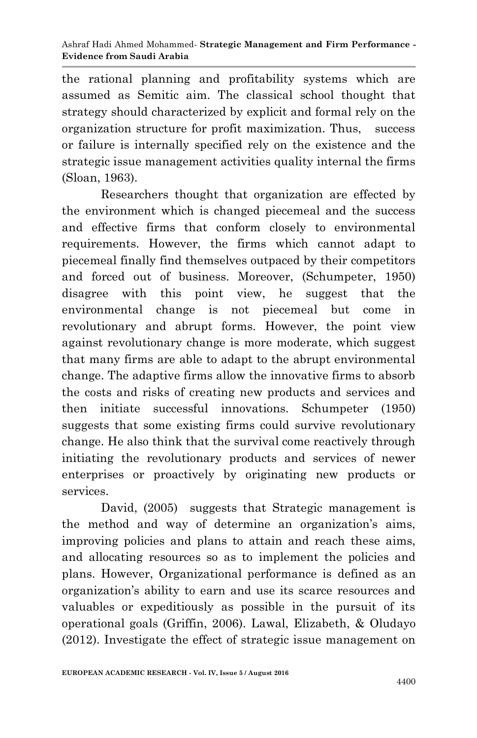the rational planning and profitability systems which are assumed as Semitic aim. The classical school thought that strategy should characterized by explicit and formal rely on the organization structure for profit maximization. Thus, success or failure is internally specified rely on the existence and the strategic issue management activities quality internal the firms (Sloan, 1963).

Researchers thought that organization are effected by the environment which is changed piecemeal and the success and effective firms that conform closely to environmental requirements. However, the firms which cannot adapt to piecemeal finally find themselves outpaced by their competitors and forced out of business. Moreover, (Schumpeter, 1950) disagree with this point view, he suggest that the environmental change is not piecemeal but come in revolutionary and abrupt forms. However, the point view against revolutionary change is more moderate, which suggest that many firms are able to adapt to the abrupt environmental change. The adaptive firms allow the innovative firms to absorb the costs and risks of creating new products and services and then initiate successful innovations. Schumpeter (1950) suggests that some existing firms could survive revolutionary change. He also think that the survival come reactively through initiating the revolutionary products and services of newer enterprises or proactively by originating new products or services.

David, (2005) suggests that Strategic management is the method and way of determine an organization's aims, improving policies and plans to attain and reach these aims, and allocating resources so as to implement the policies and plans. However, Organizational performance is defined as an organization's ability to earn and use its scarce resources and valuables or expeditiously as possible in the pursuit of its operational goals (Griffin, 2006). Lawal, Elizabeth, & Oludayo (2012). Investigate the effect of strategic issue management on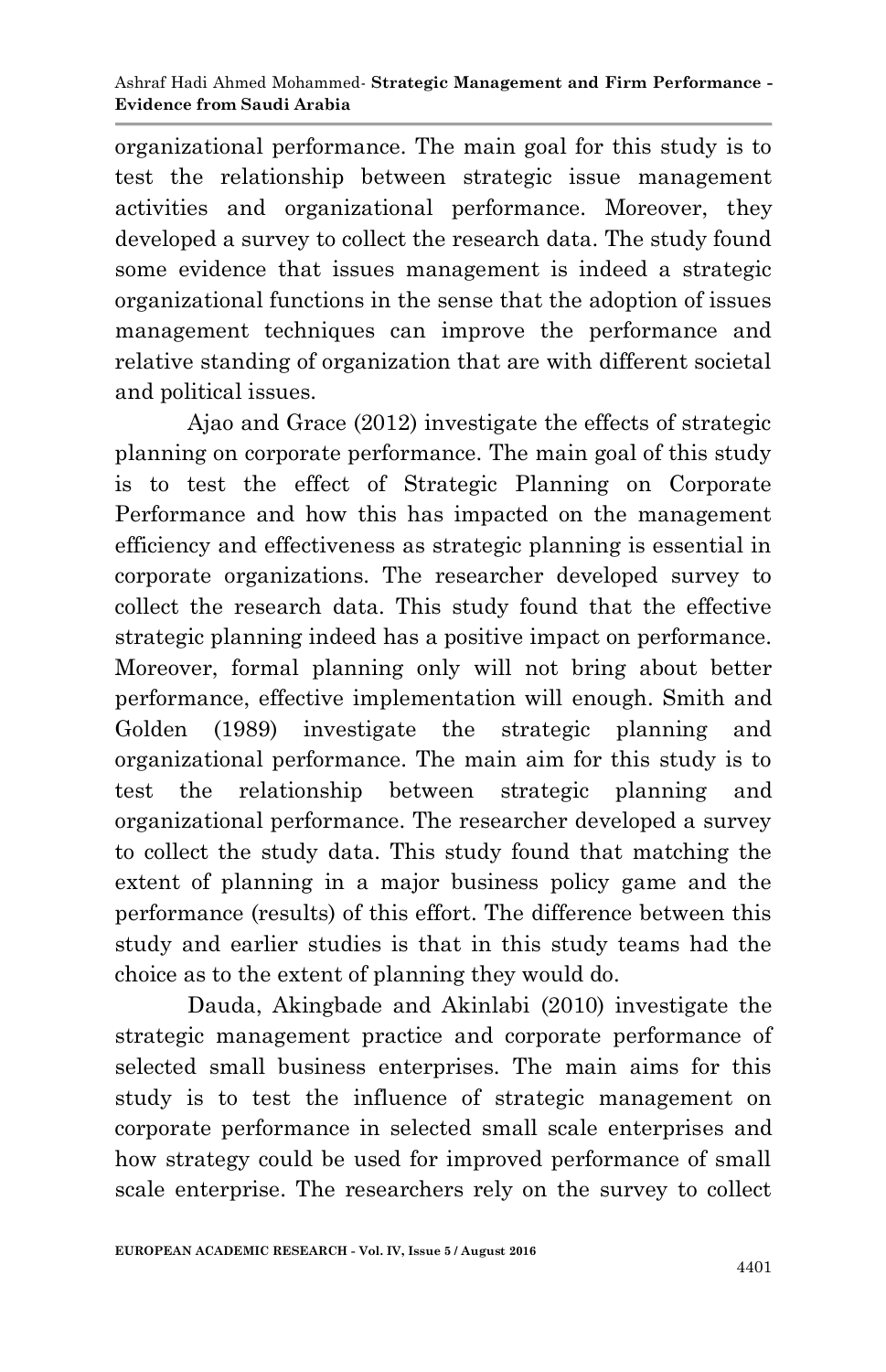organizational performance. The main goal for this study is to test the relationship between strategic issue management activities and organizational performance. Moreover, they developed a survey to collect the research data. The study found some evidence that issues management is indeed a strategic organizational functions in the sense that the adoption of issues management techniques can improve the performance and relative standing of organization that are with different societal and political issues.

Ajao and Grace (2012) investigate the effects of strategic planning on corporate performance. The main goal of this study is to test the effect of Strategic Planning on Corporate Performance and how this has impacted on the management efficiency and effectiveness as strategic planning is essential in corporate organizations. The researcher developed survey to collect the research data. This study found that the effective strategic planning indeed has a positive impact on performance. Moreover, formal planning only will not bring about better performance, effective implementation will enough. Smith and Golden (1989) investigate the strategic planning and organizational performance. The main aim for this study is to test the relationship between strategic planning and organizational performance. The researcher developed a survey to collect the study data. This study found that matching the extent of planning in a major business policy game and the performance (results) of this effort. The difference between this study and earlier studies is that in this study teams had the choice as to the extent of planning they would do.

Dauda, Akingbade and Akinlabi (2010) investigate the strategic management practice and corporate performance of selected small business enterprises. The main aims for this study is to test the influence of strategic management on corporate performance in selected small scale enterprises and how strategy could be used for improved performance of small scale enterprise. The researchers rely on the survey to collect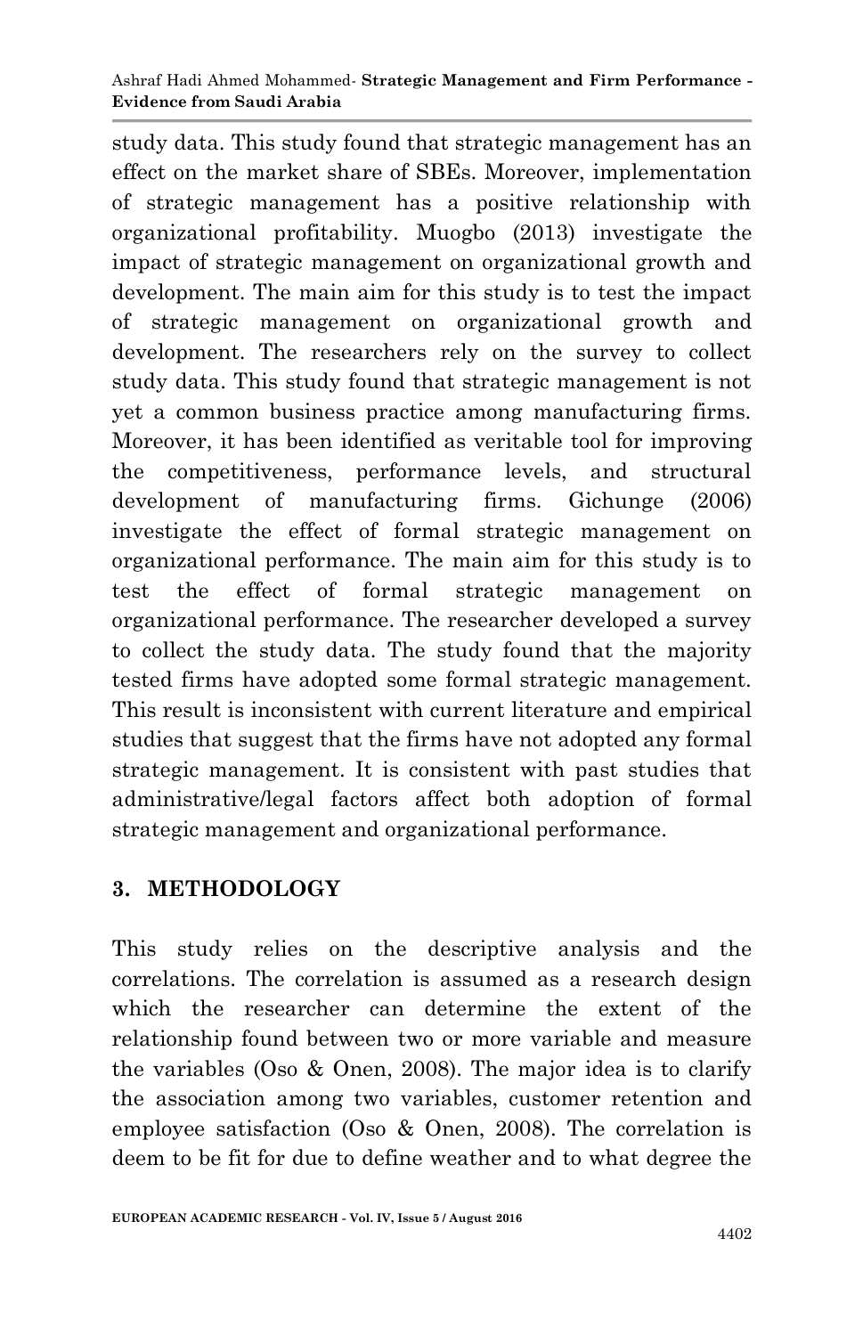study data. This study found that strategic management has an effect on the market share of SBEs. Moreover, implementation of strategic management has a positive relationship with organizational profitability. Muogbo (2013) investigate the impact of strategic management on organizational growth and development. The main aim for this study is to test the impact of strategic management on organizational growth and development. The researchers rely on the survey to collect study data. This study found that strategic management is not yet a common business practice among manufacturing firms. Moreover, it has been identified as veritable tool for improving the competitiveness, performance levels, and structural development of manufacturing firms. Gichunge (2006) investigate the effect of formal strategic management on organizational performance. The main aim for this study is to test the effect of formal strategic management on organizational performance. The researcher developed a survey to collect the study data. The study found that the majority tested firms have adopted some formal strategic management. This result is inconsistent with current literature and empirical studies that suggest that the firms have not adopted any formal strategic management. It is consistent with past studies that administrative/legal factors affect both adoption of formal strategic management and organizational performance.

## 3. METHODOLOGY

This study relies on the descriptive analysis and the correlations. The correlation is assumed as a research design which the researcher can determine the extent of the relationship found between two or more variable and measure the variables (Oso & Onen, 2008). The major idea is to clarify the association among two variables, customer retention and employee satisfaction (Oso & Onen, 2008). The correlation is deem to be fit for due to define weather and to what degree the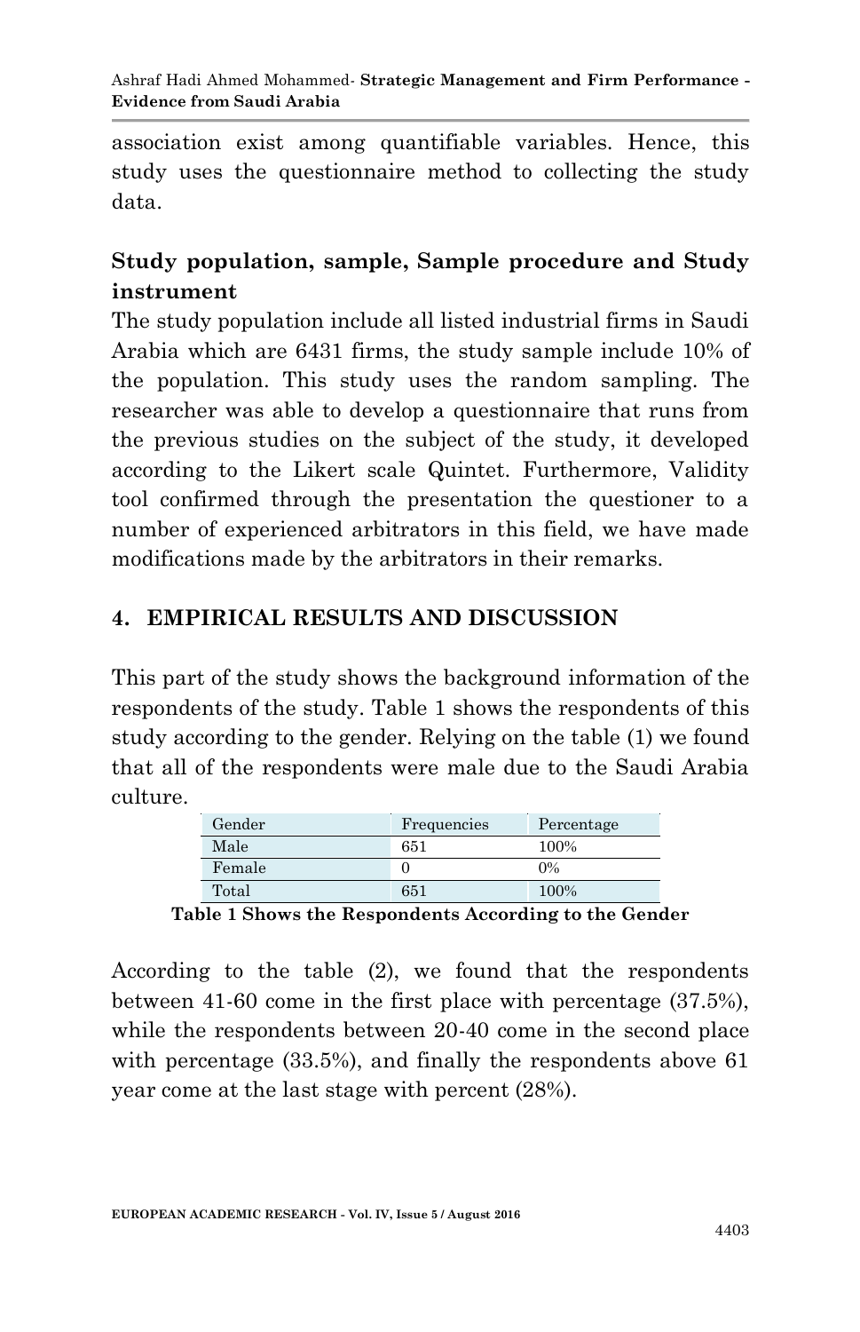association exist among quantifiable variables. Hence, this study uses the questionnaire method to collecting the study data.

### Study population, sample, Sample procedure and Study instrument

The study population include all listed industrial firms in Saudi Arabia which are 6431 firms, the study sample include 10% of the population. This study uses the random sampling. The researcher was able to develop a questionnaire that runs from the previous studies on the subject of the study, it developed according to the Likert scale Quintet. Furthermore, Validity tool confirmed through the presentation the questioner to a number of experienced arbitrators in this field, we have made modifications made by the arbitrators in their remarks.

## 4. EMPIRICAL RESULTS AND DISCUSSION

This part of the study shows the background information of the respondents of the study. Table 1 shows the respondents of this study according to the gender. Relying on the table (1) we found that all of the respondents were male due to the Saudi Arabia culture.

| Gender | Frequencies | Percentage |
|---|---|---|
| Male | 651 | 100% |
| Female | 0 | 0% |
| Total | 651 | 100% |

**Table 1 Shows the Respondents According to the Gender**

According to the table (2), we found that the respondents between 41-60 come in the first place with percentage (37.5%), while the respondents between 20-40 come in the second place with percentage (33.5%), and finally the respondents above 61 year come at the last stage with percent (28%).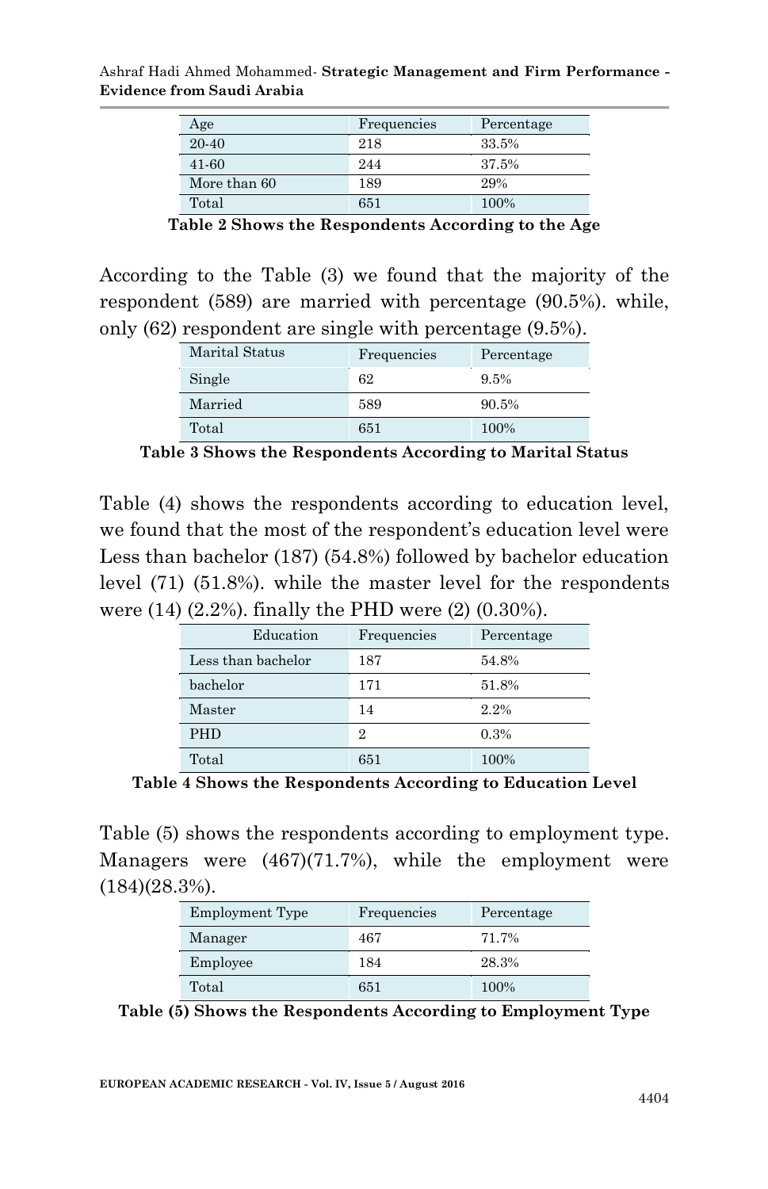| Age | Frequencies | Percentage |
|---|---|---|
| 20-40 | 218 | 33.5% |
| 41-60 | 244 | 37.5% |
| More than 60 | 189 | 29% |
| Total | 651 | 100% |

**Table 2 Shows the Respondents According to the Age**

According to the Table (3) we found that the majority of the respondent (589) are married with percentage (90.5%). while, only (62) respondent are single with percentage (9.5%).

| Marital Status | Frequencies | Percentage |
|---|---|---|
| Single | 62 | 9.5% |
| Married | 589 | 90.5% |
| Total | 651 | 100% |

**Table 3 Shows the Respondents According to Marital Status**

Table (4) shows the respondents according to education level, we found that the most of the respondent's education level were Less than bachelor (187) (54.8%) followed by bachelor education level (71) (51.8%). while the master level for the respondents were (14) (2.2%). finally the PHD were (2) (0.30%).

| Education | Frequencies | Percentage |
|---|---|---|
| Less than bachelor | 187 | 54.8% |
| bachelor | 171 | 51.8% |
| Master | 14 | 2.2% |
| PHD | 2 | 0.3% |
| Total | 651 | 100% |

**Table 4 Shows the Respondents According to Education Level**

Table (5) shows the respondents according to employment type. Managers were (467)(71.7%), while the employment were (184)(28.3%).

| Employment Type | Frequencies | Percentage |
|---|---|---|
| Manager | 467 | 71.7% |
| Employee | 184 | 28.3% |
| Total | 651 | 100% |

**Table (5) Shows the Respondents According to Employment Type**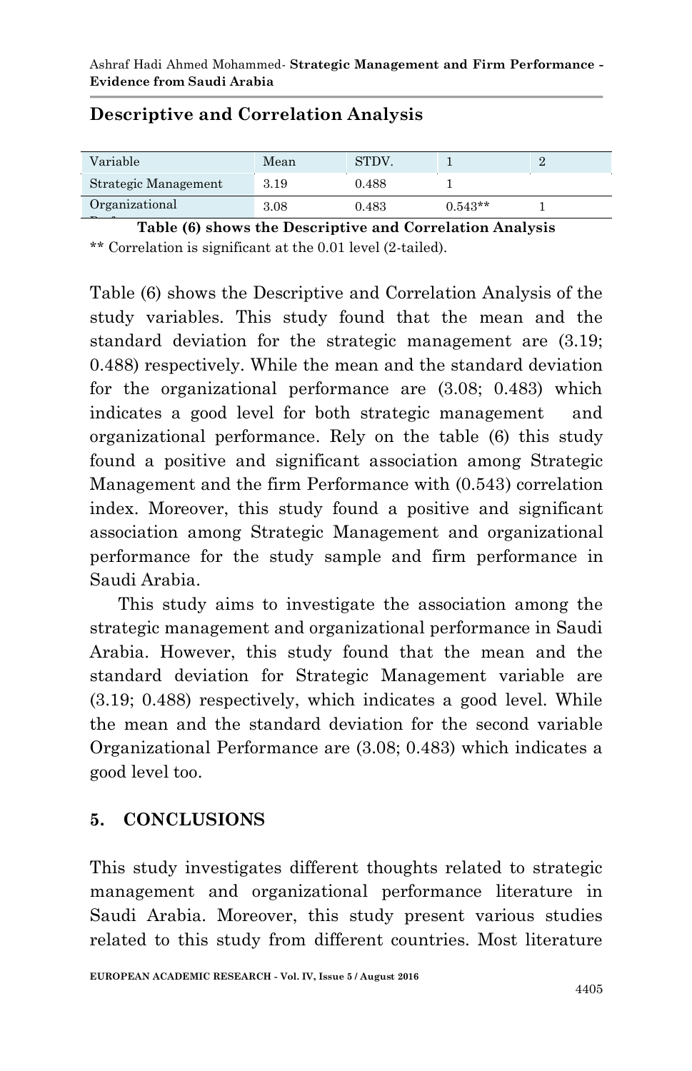## Descriptive and Correlation Analysis

| Variable | Mean | STDV. | 1 | 2 |
|---|---|---|---|---|
| Strategic Management | 3.19 | 0.488 | 1 | |
| Organizational Performance | 3.08 | 0.483 | 0.543** | 1 |

**Table (6) shows the Descriptive and Correlation Analysis**

** Correlation is significant at the 0.01 level (2-tailed).

Table (6) shows the Descriptive and Correlation Analysis of the study variables. This study found that the mean and the standard deviation for the strategic management are (3.19; 0.488) respectively. While the mean and the standard deviation for the organizational performance are (3.08; 0.483) which indicates a good level for both strategic management and organizational performance. Rely on the table (6) this study found a positive and significant association among Strategic Management and the firm Performance with (0.543) correlation index. Moreover, this study found a positive and significant association among Strategic Management and organizational performance for the study sample and firm performance in Saudi Arabia.

This study aims to investigate the association among the strategic management and organizational performance in Saudi Arabia. However, this study found that the mean and the standard deviation for Strategic Management variable are (3.19; 0.488) respectively, which indicates a good level. While the mean and the standard deviation for the second variable Organizational Performance are (3.08; 0.483) which indicates a good level too.

## 5. CONCLUSIONS

This study investigates different thoughts related to strategic management and organizational performance literature in Saudi Arabia. Moreover, this study present various studies related to this study from different countries. Most literature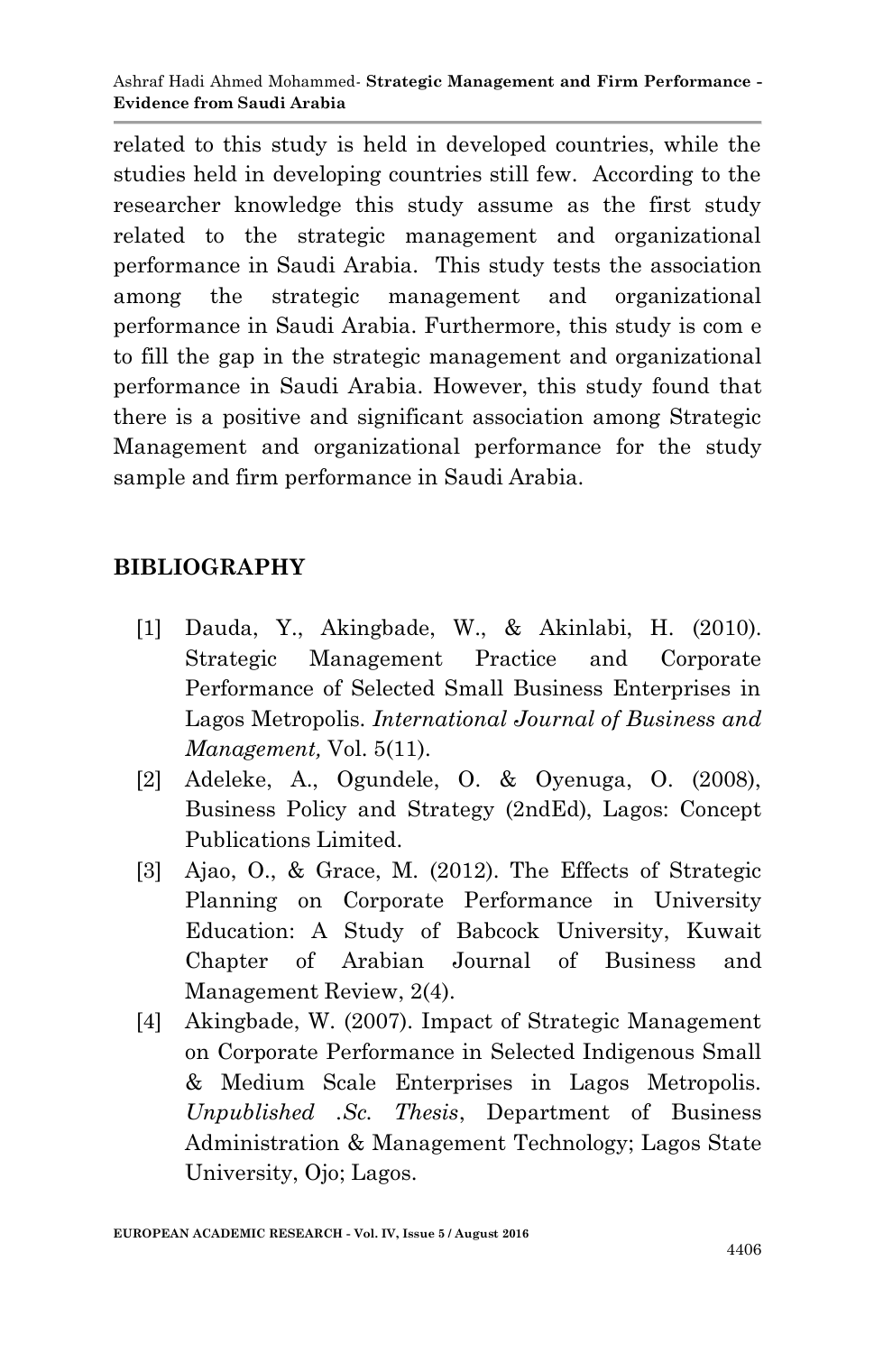related to this study is held in developed countries, while the studies held in developing countries still few. According to the researcher knowledge this study assume as the first study related to the strategic management and organizational performance in Saudi Arabia. This study tests the association among the strategic management and organizational performance in Saudi Arabia. Furthermore, this study is com e to fill the gap in the strategic management and organizational performance in Saudi Arabia. However, this study found that there is a positive and significant association among Strategic Management and organizational performance for the study sample and firm performance in Saudi Arabia.

## BIBLIOGRAPHY

[1] Dauda, Y., Akingbade, W., & Akinlabi, H. (2010). Strategic Management Practice and Corporate Performance of Selected Small Business Enterprises in Lagos Metropolis. *International Journal of Business and Management,* Vol. 5(11).

[2] Adeleke, A., Ogundele, O. & Oyenuga, O. (2008), Business Policy and Strategy (2ndEd), Lagos: Concept Publications Limited.

[3] Ajao, O., & Grace, M. (2012). The Effects of Strategic Planning on Corporate Performance in University Education: A Study of Babcock University, Kuwait Chapter of Arabian Journal of Business and Management Review, 2(4).

[4] Akingbade, W. (2007). Impact of Strategic Management on Corporate Performance in Selected Indigenous Small & Medium Scale Enterprises in Lagos Metropolis. *Unpublished .Sc. Thesis*, Department of Business Administration & Management Technology; Lagos State University, Ojo; Lagos.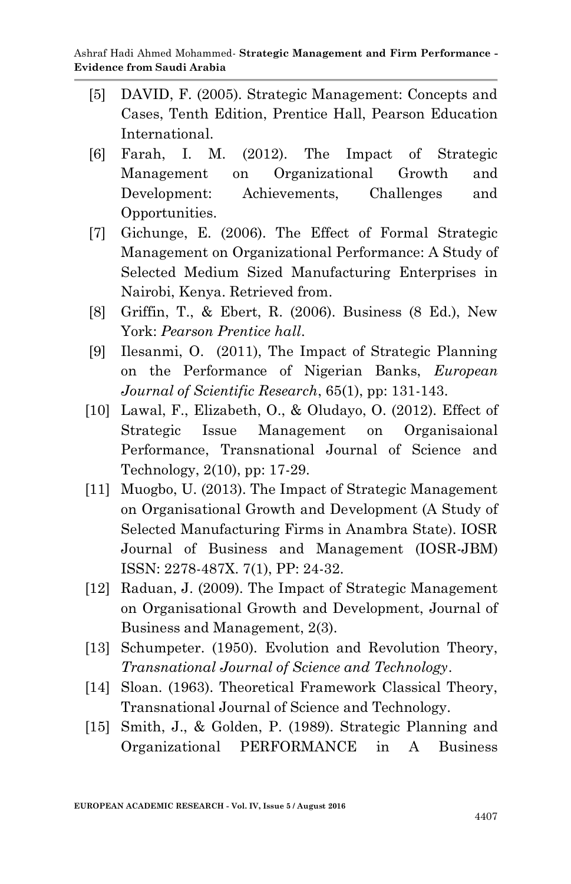[5] DAVID, F. (2005). Strategic Management: Concepts and Cases, Tenth Edition, Prentice Hall, Pearson Education International.

[6] Farah, I. M. (2012). The Impact of Strategic Management on Organizational Growth and Development: Achievements, Challenges and Opportunities.

[7] Gichunge, E. (2006). The Effect of Formal Strategic Management on Organizational Performance: A Study of Selected Medium Sized Manufacturing Enterprises in Nairobi, Kenya. Retrieved from.

[8] Griffin, T., & Ebert, R. (2006). Business (8 Ed.), New York: *Pearson Prentice hall*.

[9] Ilesanmi, O. (2011), The Impact of Strategic Planning on the Performance of Nigerian Banks, *European Journal of Scientific Research*, 65(1), pp: 131-143.

[10] Lawal, F., Elizabeth, O., & Oludayo, O. (2012). Effect of Strategic Issue Management on Organisaional Performance, Transnational Journal of Science and Technology, 2(10), pp: 17-29.

[11] Muogbo, U. (2013). The Impact of Strategic Management on Organisational Growth and Development (A Study of Selected Manufacturing Firms in Anambra State). IOSR Journal of Business and Management (IOSR-JBM) ISSN: 2278-487X. 7(1), PP: 24-32.

[12] Raduan, J. (2009). The Impact of Strategic Management on Organisational Growth and Development, Journal of Business and Management, 2(3).

[13] Schumpeter. (1950). Evolution and Revolution Theory, *Transnational Journal of Science and Technology*.

[14] Sloan. (1963). Theoretical Framework Classical Theory, Transnational Journal of Science and Technology.

[15] Smith, J., & Golden, P. (1989). Strategic Planning and Organizational PERFORMANCE in A Business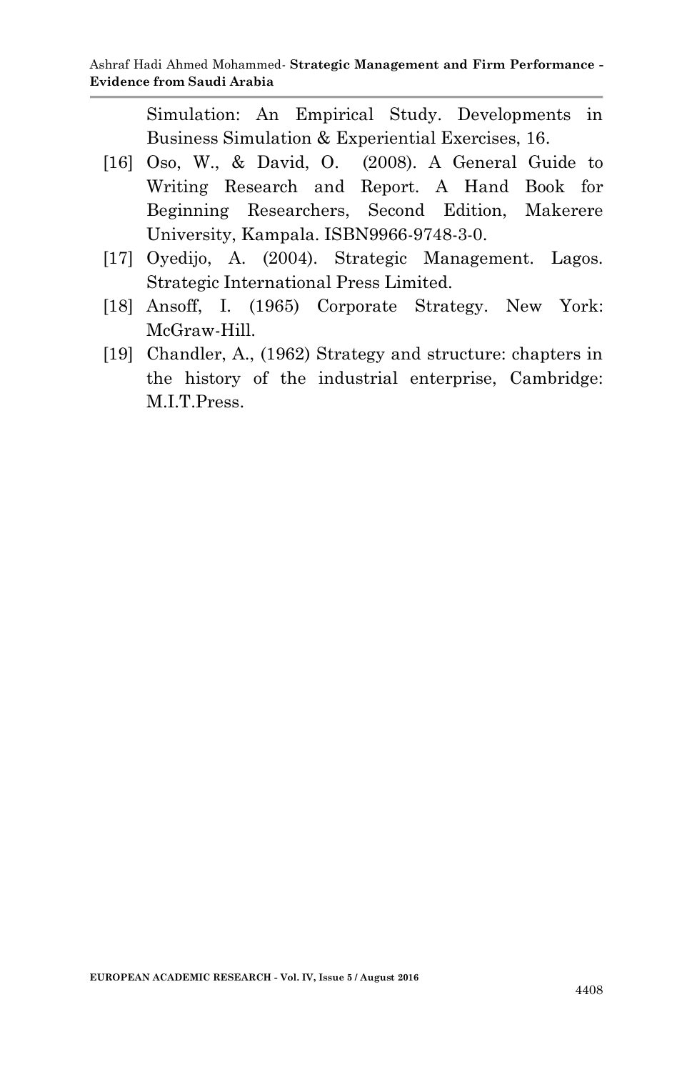Simulation: An Empirical Study. Developments in Business Simulation & Experiential Exercises, 16.

[16] Oso, W., & David, O. (2008). A General Guide to Writing Research and Report. A Hand Book for Beginning Researchers, Second Edition, Makerere University, Kampala. ISBN9966-9748-3-0.

[17] Oyedijo, A. (2004). Strategic Management. Lagos. Strategic International Press Limited.

[18] Ansoff, I. (1965) Corporate Strategy. New York: McGraw-Hill.

[19] Chandler, A., (1962) Strategy and structure: chapters in the history of the industrial enterprise, Cambridge: M.I.T.Press.